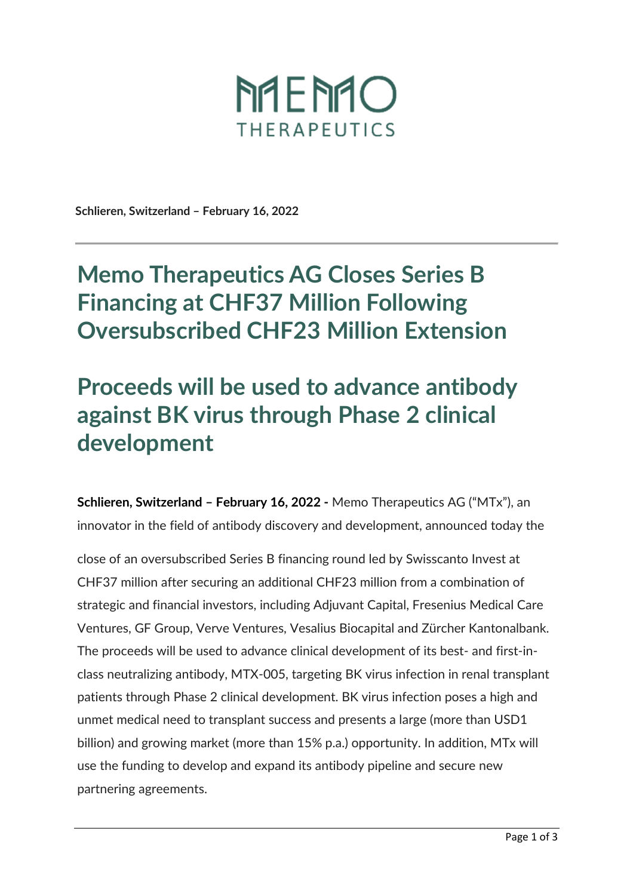MEMO
THERAPEUTICS

**Schlieren, Switzerland – February 16, 2022**

# Memo Therapeutics AG Closes Series B Financing at CHF37 Million Following Oversubscribed CHF23 Million Extension

## Proceeds will be used to advance antibody against BK virus through Phase 2 clinical development

**Schlieren, Switzerland – February 16, 2022 -** Memo Therapeutics AG ("MTx"), an innovator in the field of antibody discovery and development, announced today the close of an oversubscribed Series B financing round led by Swisscanto Invest at CHF37 million after securing an additional CHF23 million from a combination of strategic and financial investors, including Adjuvant Capital, Fresenius Medical Care Ventures, GF Group, Verve Ventures, Vesalius Biocapital and Zürcher Kantonalbank. The proceeds will be used to advance clinical development of its best- and first-in-class neutralizing antibody, MTX-005, targeting BK virus infection in renal transplant patients through Phase 2 clinical development. BK virus infection poses a high and unmet medical need to transplant success and presents a large (more than USD1 billion) and growing market (more than 15% p.a.) opportunity. In addition, MTx will use the funding to develop and expand its antibody pipeline and secure new partnering agreements.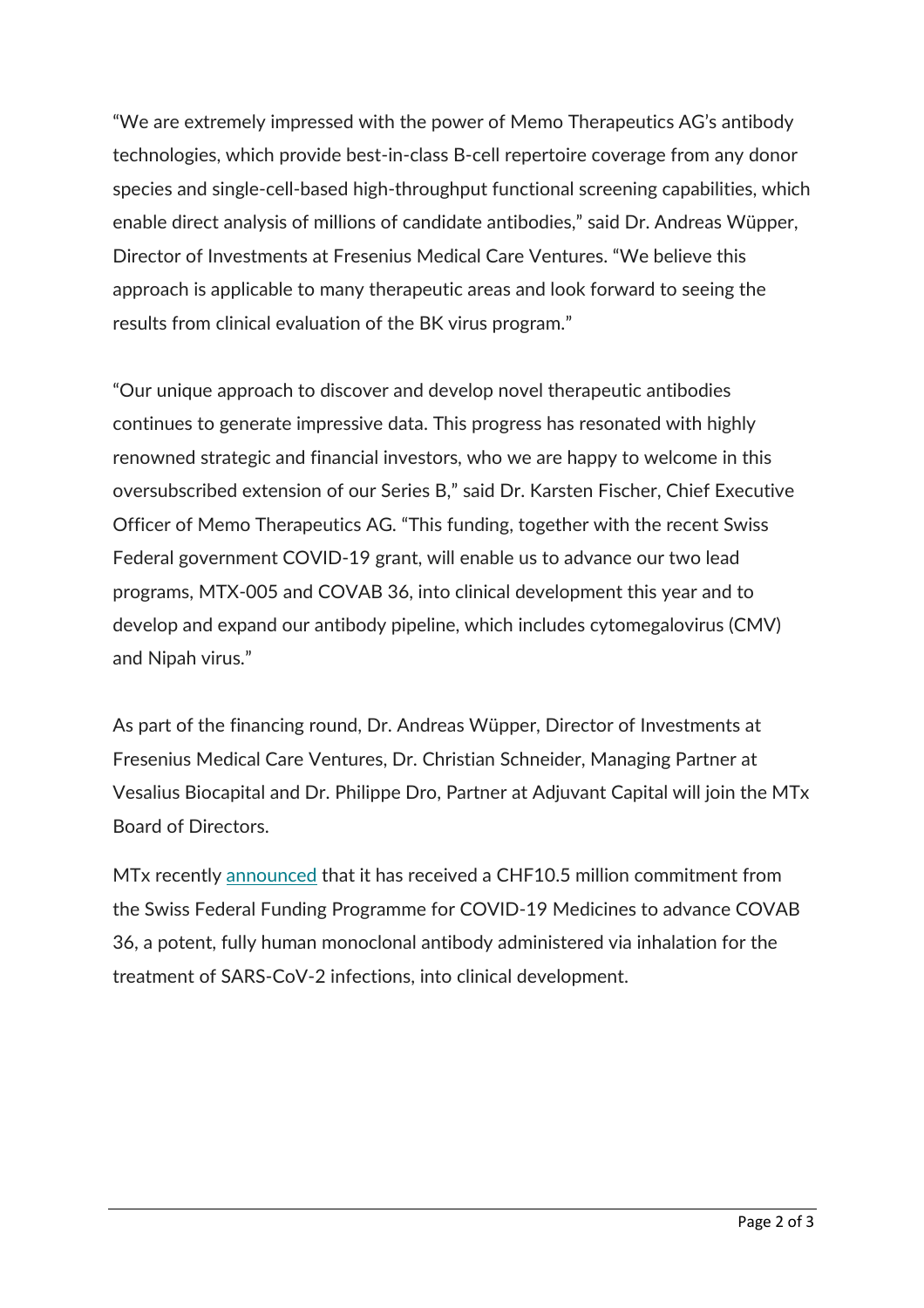"We are extremely impressed with the power of Memo Therapeutics AG's antibody technologies, which provide best-in-class B-cell repertoire coverage from any donor species and single-cell-based high-throughput functional screening capabilities, which enable direct analysis of millions of candidate antibodies," said Dr. Andreas Wüpper, Director of Investments at Fresenius Medical Care Ventures. "We believe this approach is applicable to many therapeutic areas and look forward to seeing the results from clinical evaluation of the BK virus program."

"Our unique approach to discover and develop novel therapeutic antibodies continues to generate impressive data. This progress has resonated with highly renowned strategic and financial investors, who we are happy to welcome in this oversubscribed extension of our Series B," said Dr. Karsten Fischer, Chief Executive Officer of Memo Therapeutics AG. "This funding, together with the recent Swiss Federal government COVID-19 grant, will enable us to advance our two lead programs, MTX-005 and COVAB 36, into clinical development this year and to develop and expand our antibody pipeline, which includes cytomegalovirus (CMV) and Nipah virus."

As part of the financing round, Dr. Andreas Wüpper, Director of Investments at Fresenius Medical Care Ventures, Dr. Christian Schneider, Managing Partner at Vesalius Biocapital and Dr. Philippe Dro, Partner at Adjuvant Capital will join the MTx Board of Directors.

MTx recently announced that it has received a CHF10.5 million commitment from the Swiss Federal Funding Programme for COVID-19 Medicines to advance COVAB 36, a potent, fully human monoclonal antibody administered via inhalation for the treatment of SARS-CoV-2 infections, into clinical development.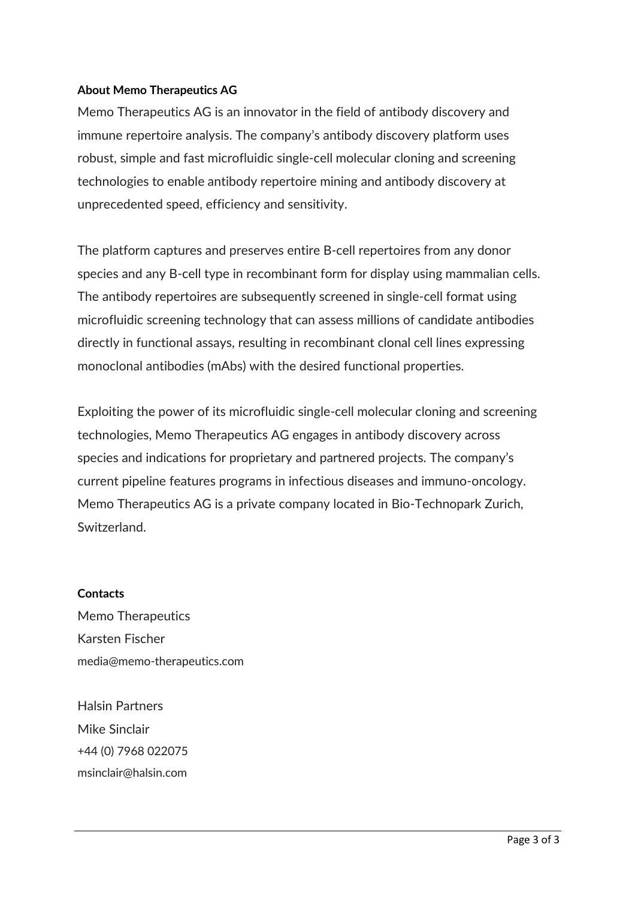**About Memo Therapeutics AG**

Memo Therapeutics AG is an innovator in the field of antibody discovery and immune repertoire analysis. The company's antibody discovery platform uses robust, simple and fast microfluidic single-cell molecular cloning and screening technologies to enable antibody repertoire mining and antibody discovery at unprecedented speed, efficiency and sensitivity.

The platform captures and preserves entire B-cell repertoires from any donor species and any B-cell type in recombinant form for display using mammalian cells. The antibody repertoires are subsequently screened in single-cell format using microfluidic screening technology that can assess millions of candidate antibodies directly in functional assays, resulting in recombinant clonal cell lines expressing monoclonal antibodies (mAbs) with the desired functional properties.

Exploiting the power of its microfluidic single-cell molecular cloning and screening technologies, Memo Therapeutics AG engages in antibody discovery across species and indications for proprietary and partnered projects. The company's current pipeline features programs in infectious diseases and immuno-oncology. Memo Therapeutics AG is a private company located in Bio-Technopark Zurich, Switzerland.

**Contacts**

Memo Therapeutics
Karsten Fischer
media@memo-therapeutics.com

Halsin Partners
Mike Sinclair
+44 (0) 7968 022075
msinclair@halsin.com